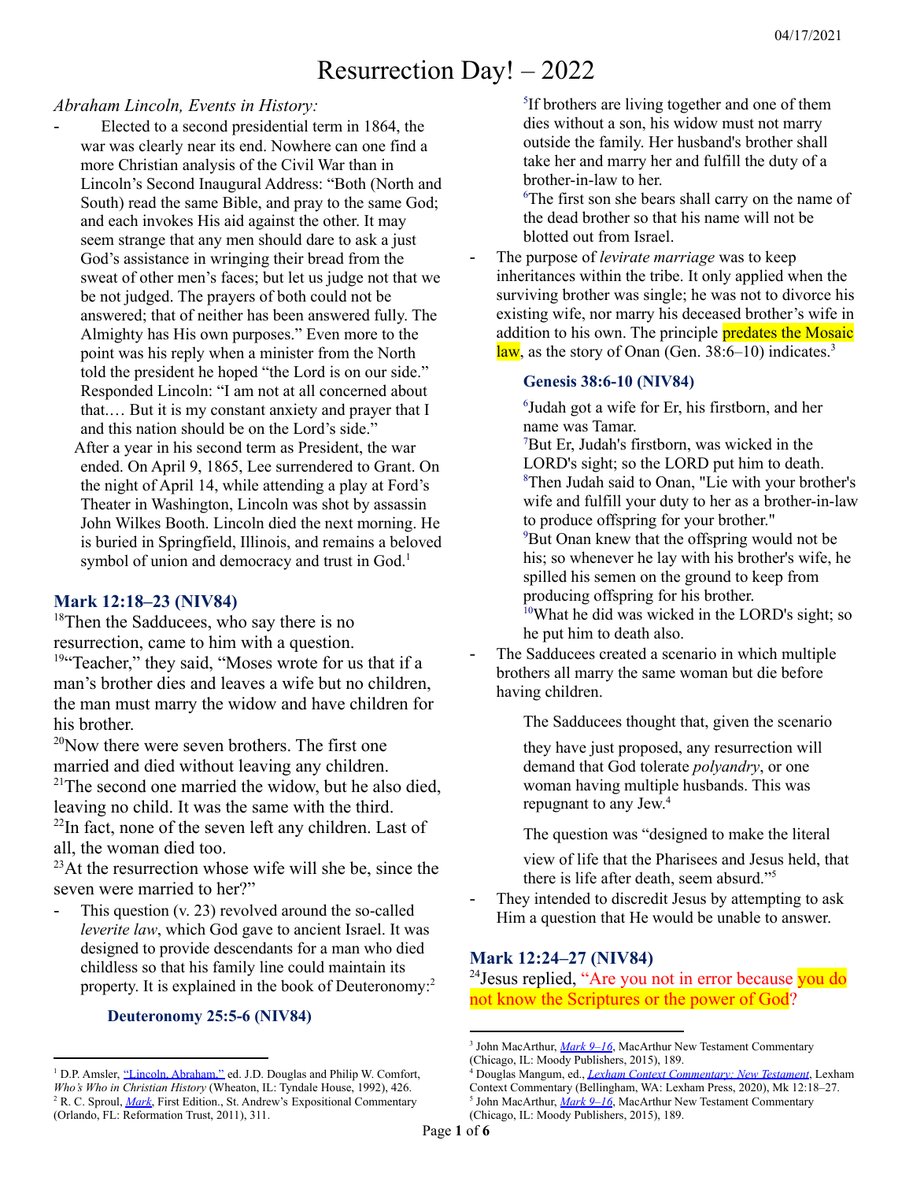# Resurrection Day! – 2022

*Abraham Lincoln, Events in History:*

- Elected to a second presidential term in 1864, the war was clearly near its end. Nowhere can one find a more Christian analysis of the Civil War than in Lincoln's Second Inaugural Address: "Both (North and South) read the same Bible, and pray to the same God; and each invokes His aid against the other. It may seem strange that any men should dare to ask a just God's assistance in wringing their bread from the sweat of other men's faces; but let us judge not that we be not judged. The prayers of both could not be answered; that of neither has been answered fully. The Almighty has His own purposes." Even more to the point was his reply when a minister from the North told the president he hoped "the Lord is on our side." Responded Lincoln: "I am not at all concerned about that.… But it is my constant anxiety and prayer that I and this nation should be on the Lord's side."

  After a year in his second term as President, the war ended. On April 9, 1865, Lee surrendered to Grant. On the night of April 14, while attending a play at Ford's Theater in Washington, Lincoln was shot by assassin John Wilkes Booth. Lincoln died the next morning. He is buried in Springfield, Illinois, and remains a beloved symbol of union and democracy and trust in God.[1]

## Mark 12:18–23 (NIV84)

[18]Then the Sadducees, who say there is no resurrection, came to him with a question.
[19]"Teacher," they said, "Moses wrote for us that if a man's brother dies and leaves a wife but no children, the man must marry the widow and have children for his brother.
[20]Now there were seven brothers. The first one married and died without leaving any children.
[21]The second one married the widow, but he also died, leaving no child. It was the same with the third.
[22]In fact, none of the seven left any children. Last of all, the woman died too.
[23]At the resurrection whose wife will she be, since the seven were married to her?"

- This question (v. 23) revolved around the so-called *leverite law*, which God gave to ancient Israel. It was designed to provide descendants for a man who died childless so that his family line could maintain its property. It is explained in the book of Deuteronomy:[2]

### Deuteronomy 25:5-6 (NIV84)

[5]If brothers are living together and one of them dies without a son, his widow must not marry outside the family. Her husband's brother shall take her and marry her and fulfill the duty of a brother-in-law to her.
[6]The first son she bears shall carry on the name of the dead brother so that his name will not be blotted out from Israel.

- The purpose of *levirate marriage* was to keep inheritances within the tribe. It only applied when the surviving brother was single; he was not to divorce his existing wife, nor marry his deceased brother's wife in addition to his own. The principle predates the Mosaic law, as the story of Onan (Gen. 38:6–10) indicates.[3]

### Genesis 38:6-10 (NIV84)

[6]Judah got a wife for Er, his firstborn, and her name was Tamar.
[7]But Er, Judah's firstborn, was wicked in the LORD's sight; so the LORD put him to death.
[8]Then Judah said to Onan, "Lie with your brother's wife and fulfill your duty to her as a brother-in-law to produce offspring for your brother."
[9]But Onan knew that the offspring would not be his; so whenever he lay with his brother's wife, he spilled his semen on the ground to keep from producing offspring for his brother.
[10]What he did was wicked in the LORD's sight; so he put him to death also.

- The Sadducees created a scenario in which multiple brothers all marry the same woman but die before having children.

  The Sadducees thought that, given the scenario they have just proposed, any resurrection will demand that God tolerate *polyandry*, or one woman having multiple husbands. This was repugnant to any Jew.[4]

  The question was "designed to make the literal view of life that the Pharisees and Jesus held, that there is life after death, seem absurd."[5]

- They intended to discredit Jesus by attempting to ask Him a question that He would be unable to answer.

## Mark 12:24–27 (NIV84)

[24]Jesus replied, "Are you not in error because you do not know the Scriptures or the power of God?

---

[1] D.P. Amsler, "Lincoln, Abraham," ed. J.D. Douglas and Philip W. Comfort, *Who's Who in Christian History* (Wheaton, IL: Tyndale House, 1992), 426.
[2] R. C. Sproul, *Mark*, First Edition., St. Andrew's Expositional Commentary (Orlando, FL: Reformation Trust, 2011), 311.
[3] John MacArthur, *Mark 9–16*, MacArthur New Testament Commentary (Chicago, IL: Moody Publishers, 2015), 189.
[4] Douglas Mangum, ed., *Lexham Context Commentary: New Testament*, Lexham Context Commentary (Bellingham, WA: Lexham Press, 2020), Mk 12:18–27.
[5] John MacArthur, *Mark 9–16*, MacArthur New Testament Commentary (Chicago, IL: Moody Publishers, 2015), 189.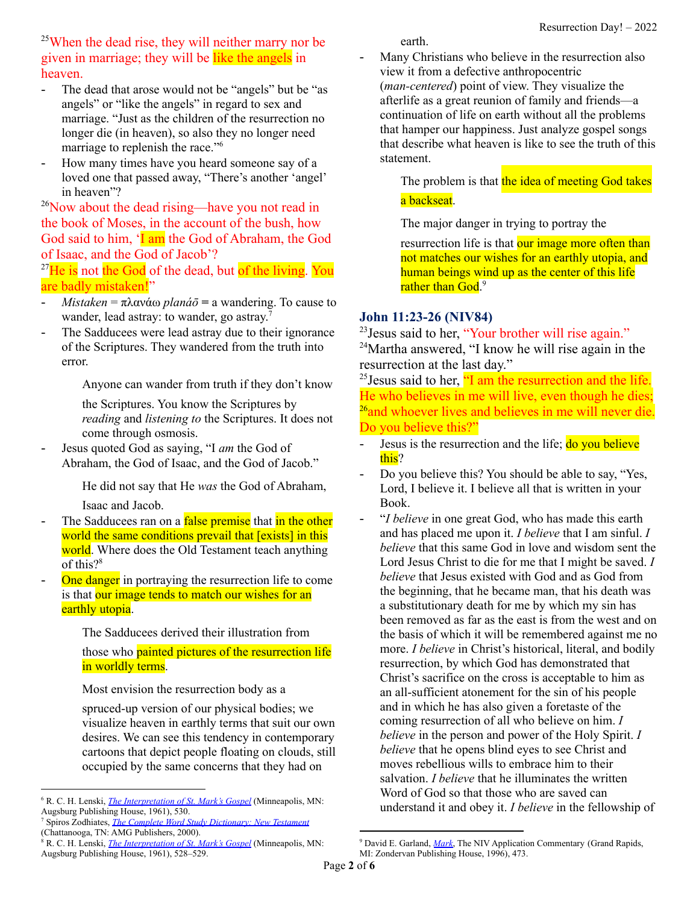[25]When the dead rise, they will neither marry nor be given in marriage; they will be like the angels in heaven.

- The dead that arose would not be "angels" but be "as angels" or "like the angels" in regard to sex and marriage. "Just as the children of the resurrection no longer die (in heaven), so also they no longer need marriage to replenish the race."[6]
- How many times have you heard someone say of a loved one that passed away, "There's another 'angel' in heaven"?

[26]Now about the dead rising—have you not read in the book of Moses, in the account of the bush, how God said to him, 'I am the God of Abraham, the God of Isaac, and the God of Jacob'?
[27]He is not the God of the dead, but of the living. You are badly mistaken!"

- *Mistaken* = πλανάω *planáō* = a wandering. To cause to wander, lead astray: to wander, go astray.[7]
- The Sadducees were lead astray due to their ignorance of the Scriptures. They wandered from the truth into error.

  Anyone can wander from truth if they don't know the Scriptures. You know the Scriptures by *reading* and *listening to* the Scriptures. It does not come through osmosis.

- Jesus quoted God as saying, "I *am* the God of Abraham, the God of Isaac, and the God of Jacob."

  He did not say that He *was* the God of Abraham, Isaac and Jacob.

- The Sadducees ran on a false premise that in the other world the same conditions prevail that [exists] in this world. Where does the Old Testament teach anything of this?[8]
- One danger in portraying the resurrection life to come is that our image tends to match our wishes for an earthly utopia.

  The Sadducees derived their illustration from those who painted pictures of the resurrection life in worldly terms.

  Most envision the resurrection body as a spruced-up version of our physical bodies; we visualize heaven in earthly terms that suit our own desires. We can see this tendency in contemporary cartoons that depict people floating on clouds, still occupied by the same concerns that they had on earth.

- Many Christians who believe in the resurrection also view it from a defective anthropocentric (*man-centered*) point of view. They visualize the afterlife as a great reunion of family and friends—a continuation of life on earth without all the problems that hamper our happiness. Just analyze gospel songs that describe what heaven is like to see the truth of this statement.

  The problem is that the idea of meeting God takes a backseat.

  The major danger in trying to portray the resurrection life is that our image more often than not matches our wishes for an earthly utopia, and human beings wind up as the center of this life rather than God.[9]

## John 11:23-26 (NIV84)

[23]Jesus said to her, "Your brother will rise again."
[24]Martha answered, "I know he will rise again in the resurrection at the last day."
[25]Jesus said to her, "I am the resurrection and the life. He who believes in me will live, even though he dies; [26]and whoever lives and believes in me will never die. Do you believe this?"

- Jesus is the resurrection and the life; do you believe this?
- Do you believe this? You should be able to say, "Yes, Lord, I believe it. I believe all that is written in your Book.
- "*I believe* in one great God, who has made this earth and has placed me upon it. *I believe* that I am sinful. *I believe* that this same God in love and wisdom sent the Lord Jesus Christ to die for me that I might be saved. *I believe* that Jesus existed with God and as God from the beginning, that he became man, that his death was a substitutionary death for me by which my sin has been removed as far as the east is from the west and on the basis of which it will be remembered against me no more. *I believe* in Christ's historical, literal, and bodily resurrection, by which God has demonstrated that Christ's sacrifice on the cross is acceptable to him as an all-sufficient atonement for the sin of his people and in which he has also given a foretaste of the coming resurrection of all who believe on him. *I believe* in the person and power of the Holy Spirit. *I believe* that he opens blind eyes to see Christ and moves rebellious wills to embrace him to their salvation. *I believe* that he illuminates the written Word of God so that those who are saved can understand it and obey it. *I believe* in the fellowship of

---

[6] R. C. H. Lenski, *The Interpretation of St. Mark's Gospel* (Minneapolis, MN: Augsburg Publishing House, 1961), 530.
[7] Spiros Zodhiates, *The Complete Word Study Dictionary: New Testament* (Chattanooga, TN: AMG Publishers, 2000).
[8] R. C. H. Lenski, *The Interpretation of St. Mark's Gospel* (Minneapolis, MN: Augsburg Publishing House, 1961), 528–529.
[9] David E. Garland, *Mark*, The NIV Application Commentary (Grand Rapids, MI: Zondervan Publishing House, 1996), 473.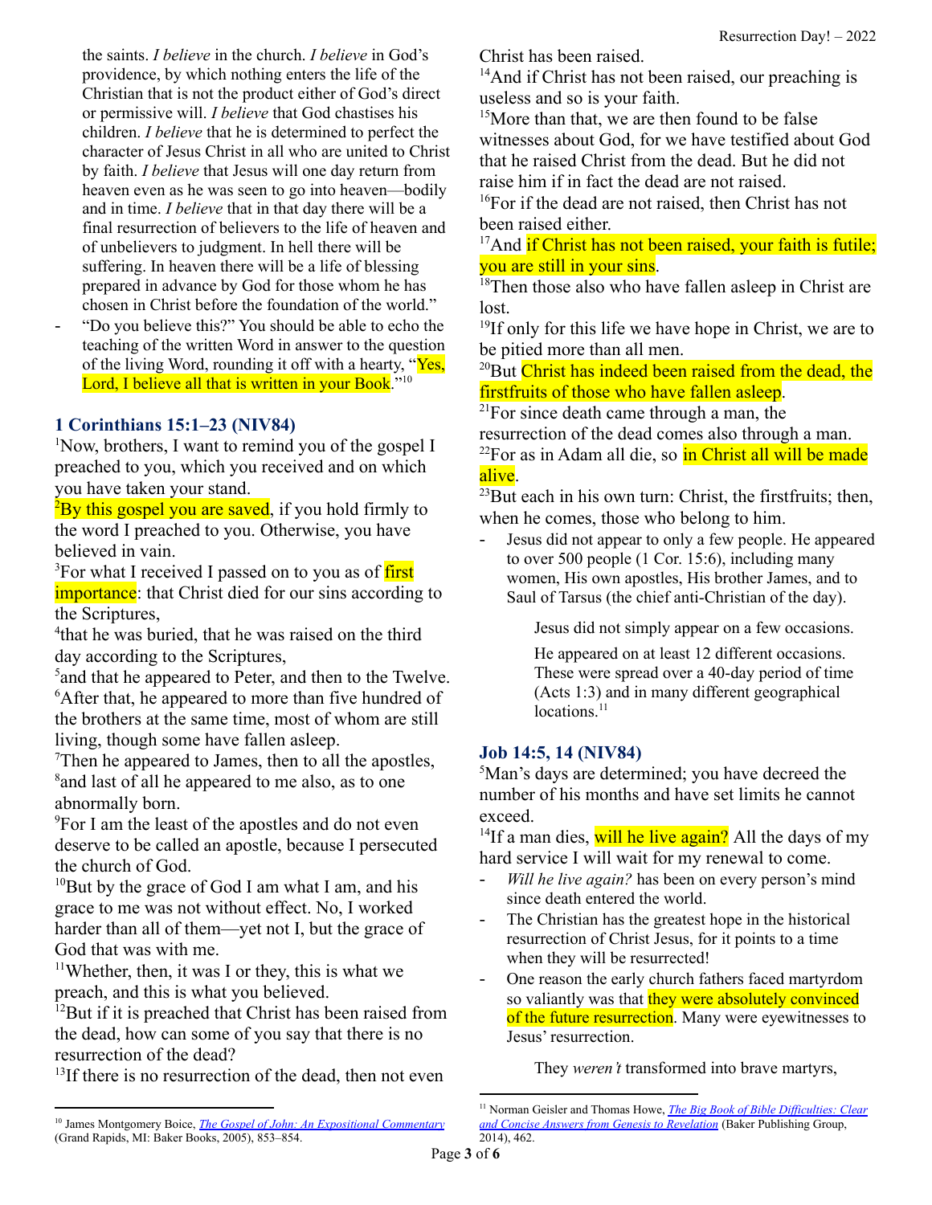the saints. *I believe* in the church. *I believe* in God's providence, by which nothing enters the life of the Christian that is not the product either of God's direct or permissive will. *I believe* that God chastises his children. *I believe* that he is determined to perfect the character of Jesus Christ in all who are united to Christ by faith. *I believe* that Jesus will one day return from heaven even as he was seen to go into heaven—bodily and in time. *I believe* that in that day there will be a final resurrection of believers to the life of heaven and of unbelievers to judgment. In hell there will be suffering. In heaven there will be a life of blessing prepared in advance by God for those whom he has chosen in Christ before the foundation of the world."

- "Do you believe this?" You should be able to echo the teaching of the written Word in answer to the question of the living Word, rounding it off with a hearty, "Yes, Lord, I believe all that is written in your Book."[10]

### 1 Corinthians 15:1–23 (NIV84)

[1]Now, brothers, I want to remind you of the gospel I preached to you, which you received and on which you have taken your stand.
[2]By this gospel you are saved, if you hold firmly to the word I preached to you. Otherwise, you have believed in vain.
[3]For what I received I passed on to you as of first importance: that Christ died for our sins according to the Scriptures,
[4]that he was buried, that he was raised on the third day according to the Scriptures,
[5]and that he appeared to Peter, and then to the Twelve.
[6]After that, he appeared to more than five hundred of the brothers at the same time, most of whom are still living, though some have fallen asleep.
[7]Then he appeared to James, then to all the apostles,
[8]and last of all he appeared to me also, as to one abnormally born.
[9]For I am the least of the apostles and do not even deserve to be called an apostle, because I persecuted the church of God.
[10]But by the grace of God I am what I am, and his grace to me was not without effect. No, I worked harder than all of them—yet not I, but the grace of God that was with me.
[11]Whether, then, it was I or they, this is what we preach, and this is what you believed.
[12]But if it is preached that Christ has been raised from the dead, how can some of you say that there is no resurrection of the dead?
[13]If there is no resurrection of the dead, then not even Christ has been raised.
[14]And if Christ has not been raised, our preaching is useless and so is your faith.
[15]More than that, we are then found to be false witnesses about God, for we have testified about God that he raised Christ from the dead. But he did not raise him if in fact the dead are not raised.
[16]For if the dead are not raised, then Christ has not been raised either.
[17]And if Christ has not been raised, your faith is futile; you are still in your sins.
[18]Then those also who have fallen asleep in Christ are lost.
[19]If only for this life we have hope in Christ, we are to be pitied more than all men.
[20]But Christ has indeed been raised from the dead, the firstfruits of those who have fallen asleep.
[21]For since death came through a man, the resurrection of the dead comes also through a man.
[22]For as in Adam all die, so in Christ all will be made alive.
[23]But each in his own turn: Christ, the firstfruits; then, when he comes, those who belong to him.

- Jesus did not appear to only a few people. He appeared to over 500 people (1 Cor. 15:6), including many women, His own apostles, His brother James, and to Saul of Tarsus (the chief anti-Christian of the day).

  Jesus did not simply appear on a few occasions.

  He appeared on at least 12 different occasions. These were spread over a 40-day period of time (Acts 1:3) and in many different geographical locations.[11]

### Job 14:5, 14 (NIV84)

[5]Man's days are determined; you have decreed the number of his months and have set limits he cannot exceed.
[14]If a man dies, will he live again? All the days of my hard service I will wait for my renewal to come.

- *Will he live again?* has been on every person's mind since death entered the world.
- The Christian has the greatest hope in the historical resurrection of Christ Jesus, for it points to a time when they will be resurrected!
- One reason the early church fathers faced martyrdom so valiantly was that they were absolutely convinced of the future resurrection. Many were eyewitnesses to Jesus' resurrection.

  They *weren't* transformed into brave martyrs,

---

[10] James Montgomery Boice, *The Gospel of John: An Expositional Commentary* (Grand Rapids, MI: Baker Books, 2005), 853–854.

[11] Norman Geisler and Thomas Howe, *The Big Book of Bible Difficulties: Clear and Concise Answers from Genesis to Revelation* (Baker Publishing Group, 2014), 462.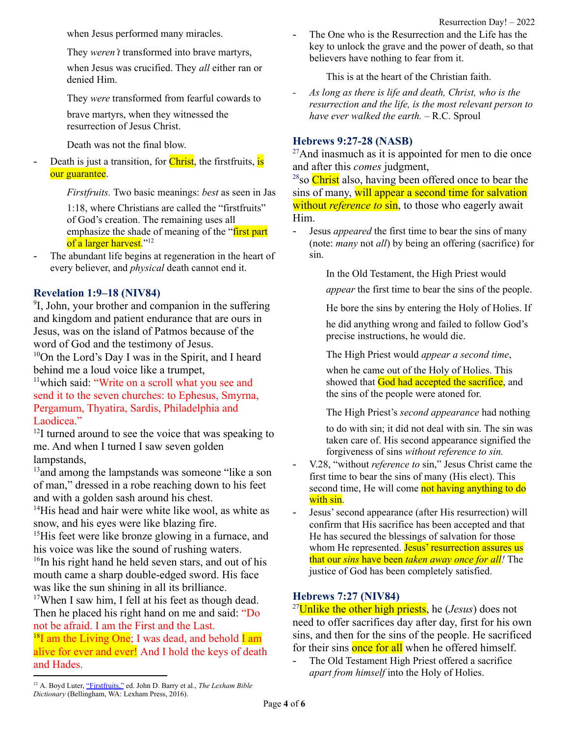when Jesus performed many miracles.

They *weren't* transformed into brave martyrs,

when Jesus was crucified. They *all* either ran or denied Him.

They *were* transformed from fearful cowards to

brave martyrs, when they witnessed the resurrection of Jesus Christ.

Death was not the final blow.

- Death is just a transition, for Christ, the firstfruits, is our guarantee.

  *Firstfruits.* Two basic meanings: *best* as seen in Jas 1:18, where Christians are called the "firstfruits" of God's creation. The remaining uses all emphasize the shade of meaning of the "first part of a larger harvest."[12]

- The abundant life begins at regeneration in the heart of every believer, and *physical* death cannot end it.

### Revelation 1:9–18 (NIV84)

[9]I, John, your brother and companion in the suffering and kingdom and patient endurance that are ours in Jesus, was on the island of Patmos because of the word of God and the testimony of Jesus.
[10]On the Lord's Day I was in the Spirit, and I heard behind me a loud voice like a trumpet,
[11]which said: "Write on a scroll what you see and send it to the seven churches: to Ephesus, Smyrna, Pergamum, Thyatira, Sardis, Philadelphia and Laodicea."
[12]I turned around to see the voice that was speaking to me. And when I turned I saw seven golden lampstands,
[13]and among the lampstands was someone "like a son of man," dressed in a robe reaching down to his feet and with a golden sash around his chest.
[14]His head and hair were white like wool, as white as snow, and his eyes were like blazing fire.
[15]His feet were like bronze glowing in a furnace, and his voice was like the sound of rushing waters.
[16]In his right hand he held seven stars, and out of his mouth came a sharp double-edged sword. His face was like the sun shining in all its brilliance.
[17]When I saw him, I fell at his feet as though dead. Then he placed his right hand on me and said: "Do not be afraid. I am the First and the Last.
[18]I am the Living One; I was dead, and behold I am alive for ever and ever! And I hold the keys of death and Hades.

- The One who is the Resurrection and the Life has the key to unlock the grave and the power of death, so that believers have nothing to fear from it.

  This is at the heart of the Christian faith.

- *As long as there is life and death, Christ, who is the resurrection and the life, is the most relevant person to have ever walked the earth.* – R.C. Sproul

### Hebrews 9:27-28 (NASB)

[27]And inasmuch as it is appointed for men to die once and after this *comes* judgment,
[28]so Christ also, having been offered once to bear the sins of many, will appear a second time for salvation without *reference to* sin, to those who eagerly await Him.

- Jesus *appeared* the first time to bear the sins of many (note: *many* not *all*) by being an offering (sacrifice) for sin.

  In the Old Testament, the High Priest would *appear* the first time to bear the sins of the people.

  He bore the sins by entering the Holy of Holies. If he did anything wrong and failed to follow God's precise instructions, he would die.

  The High Priest would *appear a second time*, when he came out of the Holy of Holies. This showed that God had accepted the sacrifice, and the sins of the people were atoned for.

  The High Priest's *second appearance* had nothing to do with sin; it did not deal with sin. The sin was taken care of. His second appearance signified the forgiveness of sins *without reference to sin.*

- V.28, "without *reference to* sin," Jesus Christ came the first time to bear the sins of many (His elect). This second time, He will come not having anything to do with sin.
- Jesus' second appearance (after His resurrection) will confirm that His sacrifice has been accepted and that He has secured the blessings of salvation for those whom He represented. Jesus' resurrection assures us that our *sins* have been *taken away once for all!* The justice of God has been completely satisfied.

### Hebrews 7:27 (NIV84)

[27]Unlike the other high priests, he (*Jesus*) does not need to offer sacrifices day after day, first for his own sins, and then for the sins of the people. He sacrificed for their sins once for all when he offered himself.

- The Old Testament High Priest offered a sacrifice *apart from himself* into the Holy of Holies.

[12] A. Boyd Luter, "Firstfruits," ed. John D. Barry et al., *The Lexham Bible Dictionary* (Bellingham, WA: Lexham Press, 2016).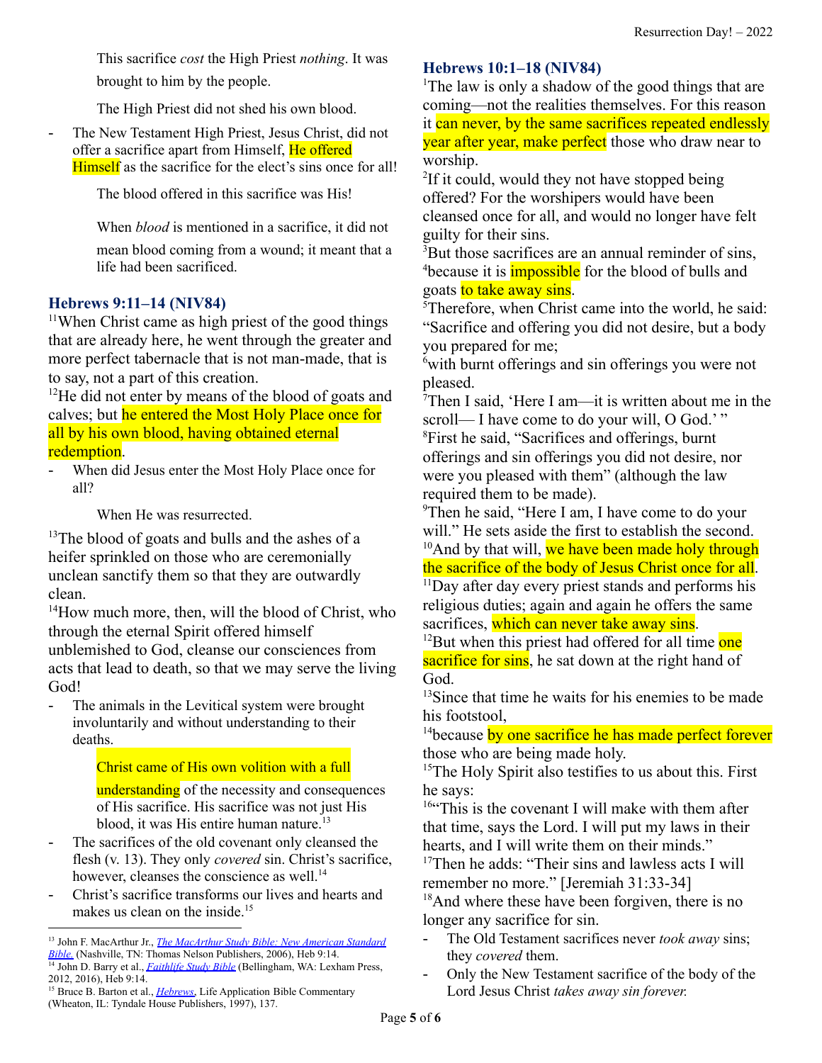This sacrifice *cost* the High Priest *nothing*. It was brought to him by the people.

The High Priest did not shed his own blood.

- The New Testament High Priest, Jesus Christ, did not offer a sacrifice apart from Himself, He offered Himself as the sacrifice for the elect's sins once for all!

  The blood offered in this sacrifice was His!

  When *blood* is mentioned in a sacrifice, it did not mean blood coming from a wound; it meant that a life had been sacrificed.

## Hebrews 9:11–14 (NIV84)

[11]When Christ came as high priest of the good things that are already here, he went through the greater and more perfect tabernacle that is not man-made, that is to say, not a part of this creation.

[12]He did not enter by means of the blood of goats and calves; but he entered the Most Holy Place once for all by his own blood, having obtained eternal redemption.

- When did Jesus enter the Most Holy Place once for all?

  When He was resurrected.

[13]The blood of goats and bulls and the ashes of a heifer sprinkled on those who are ceremonially unclean sanctify them so that they are outwardly clean.

[14]How much more, then, will the blood of Christ, who through the eternal Spirit offered himself unblemished to God, cleanse our consciences from acts that lead to death, so that we may serve the living God!

- The animals in the Levitical system were brought involuntarily and without understanding to their deaths.

  Christ came of His own volition with a full understanding of the necessity and consequences of His sacrifice. His sacrifice was not just His blood, it was His entire human nature.[13]

- The sacrifices of the old covenant only cleansed the flesh (v. 13). They only *covered* sin. Christ's sacrifice, however, cleanses the conscience as well.[14]
- Christ's sacrifice transforms our lives and hearts and makes us clean on the inside.[15]

## Hebrews 10:1–18 (NIV84)

[1]The law is only a shadow of the good things that are coming—not the realities themselves. For this reason it can never, by the same sacrifices repeated endlessly year after year, make perfect those who draw near to worship.

[2]If it could, would they not have stopped being offered? For the worshipers would have been cleansed once for all, and would no longer have felt guilty for their sins.

[3]But those sacrifices are an annual reminder of sins, [4]because it is impossible for the blood of bulls and goats to take away sins.

[5]Therefore, when Christ came into the world, he said: "Sacrifice and offering you did not desire, but a body you prepared for me;

[6]with burnt offerings and sin offerings you were not pleased.

[7]Then I said, 'Here I am—it is written about me in the scroll— I have come to do your will, O God.' "

[8]First he said, "Sacrifices and offerings, burnt offerings and sin offerings you did not desire, nor were you pleased with them" (although the law required them to be made).

[9]Then he said, "Here I am, I have come to do your will." He sets aside the first to establish the second.

[10]And by that will, we have been made holy through the sacrifice of the body of Jesus Christ once for all.

[11]Day after day every priest stands and performs his religious duties; again and again he offers the same sacrifices, which can never take away sins.

[12]But when this priest had offered for all time one sacrifice for sins, he sat down at the right hand of God.

[13]Since that time he waits for his enemies to be made his footstool,

[14]because by one sacrifice he has made perfect forever those who are being made holy.

[15]The Holy Spirit also testifies to us about this. First he says:

[16]"This is the covenant I will make with them after that time, says the Lord. I will put my laws in their hearts, and I will write them on their minds."

[17]Then he adds: "Their sins and lawless acts I will remember no more." [Jeremiah 31:33-34]

[18]And where these have been forgiven, there is no longer any sacrifice for sin.

- The Old Testament sacrifices never *took away* sins; they *covered* them.
- Only the New Testament sacrifice of the body of the Lord Jesus Christ *takes away sin forever.*

---

[13] John F. MacArthur Jr., *The MacArthur Study Bible: New American Standard Bible.* (Nashville, TN: Thomas Nelson Publishers, 2006), Heb 9:14.

[14] John D. Barry et al., *Faithlife Study Bible* (Bellingham, WA: Lexham Press, 2012, 2016), Heb 9:14.

[15] Bruce B. Barton et al., *Hebrews*, Life Application Bible Commentary (Wheaton, IL: Tyndale House Publishers, 1997), 137.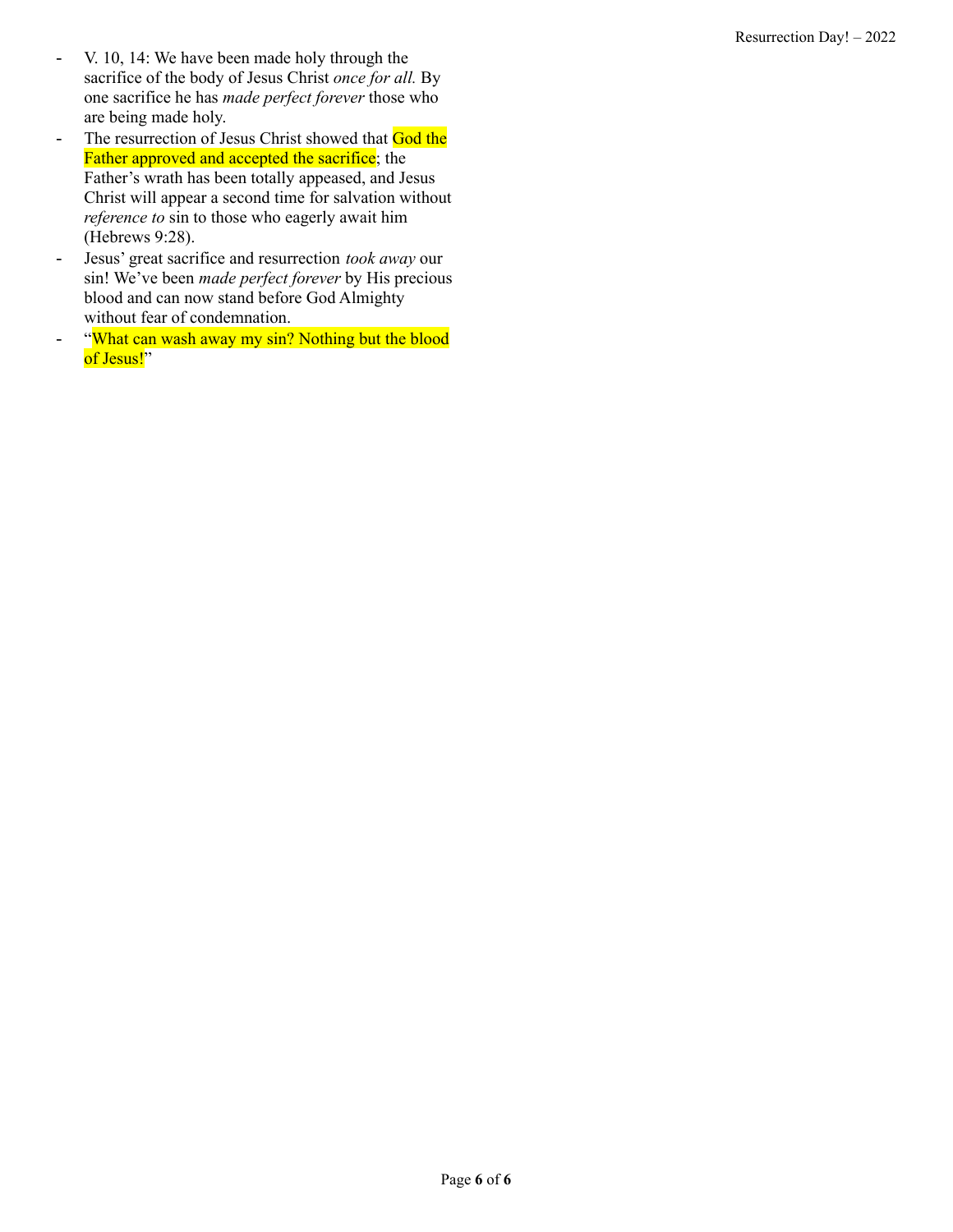- V. 10, 14: We have been made holy through the sacrifice of the body of Jesus Christ *once for all.* By one sacrifice he has *made perfect forever* those who are being made holy.
- The resurrection of Jesus Christ showed that God the Father approved and accepted the sacrifice; the Father's wrath has been totally appeased, and Jesus Christ will appear a second time for salvation without *reference to* sin to those who eagerly await him (Hebrews 9:28).
- Jesus' great sacrifice and resurrection *took away* our sin! We've been *made perfect forever* by His precious blood and can now stand before God Almighty without fear of condemnation.
- "What can wash away my sin? Nothing but the blood of Jesus!"